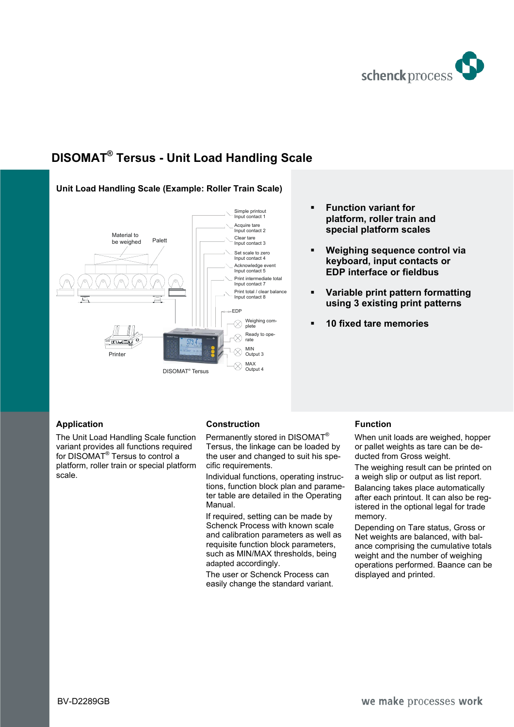# DISOMAT® Tersus - Unit Load Handling Scale

## Unit Load Handling Scale (Example: Roller Train Scale)

Material to be weighed

Palett

Simple printout
Input contact 1

Acquire tare
Input contact 2

Clear tare
Input contact 3

Set scale to zero
Input contact 4

Acknowledge event
Input contact 5

Print intermediate total
Input contact 7

Print total / clear balance
Input contact 8

EDP

Weighing complete

Ready to operate

MIN
Output 3

MAX
Output 4

Printer

DISOMAT® Tersus

- **Function variant for platform, roller train and special platform scales**
- **Weighing sequence control via keyboard, input contacts or EDP interface or fieldbus**
- **Variable print pattern formatting using 3 existing print patterns**
- **10 fixed tare memories**

### Application

The Unit Load Handling Scale function variant provides all functions required for DISOMAT® Tersus to control a platform, roller train or special platform scale.

### Construction

Permanently stored in DISOMAT® Tersus, the linkage can be loaded by the user and changed to suit his specific requirements.

Individual functions, operating instructions, function block plan and parameter table are detailed in the Operating Manual.

If required, setting can be made by Schenck Process with known scale and calibration parameters as well as requisite function block parameters, such as MIN/MAX thresholds, being adapted accordingly.

The user or Schenck Process can easily change the standard variant.

### Function

When unit loads are weighed, hopper or pallet weights as tare can be deducted from Gross weight.

The weighing result can be printed on a weigh slip or output as list report.

Balancing takes place automatically after each printout. It can also be registered in the optional legal for trade memory.

Depending on Tare status, Gross or Net weights are balanced, with balance comprising the cumulative totals weight and the number of weighing operations performed. Baance can be displayed and printed.

BV-D2289GB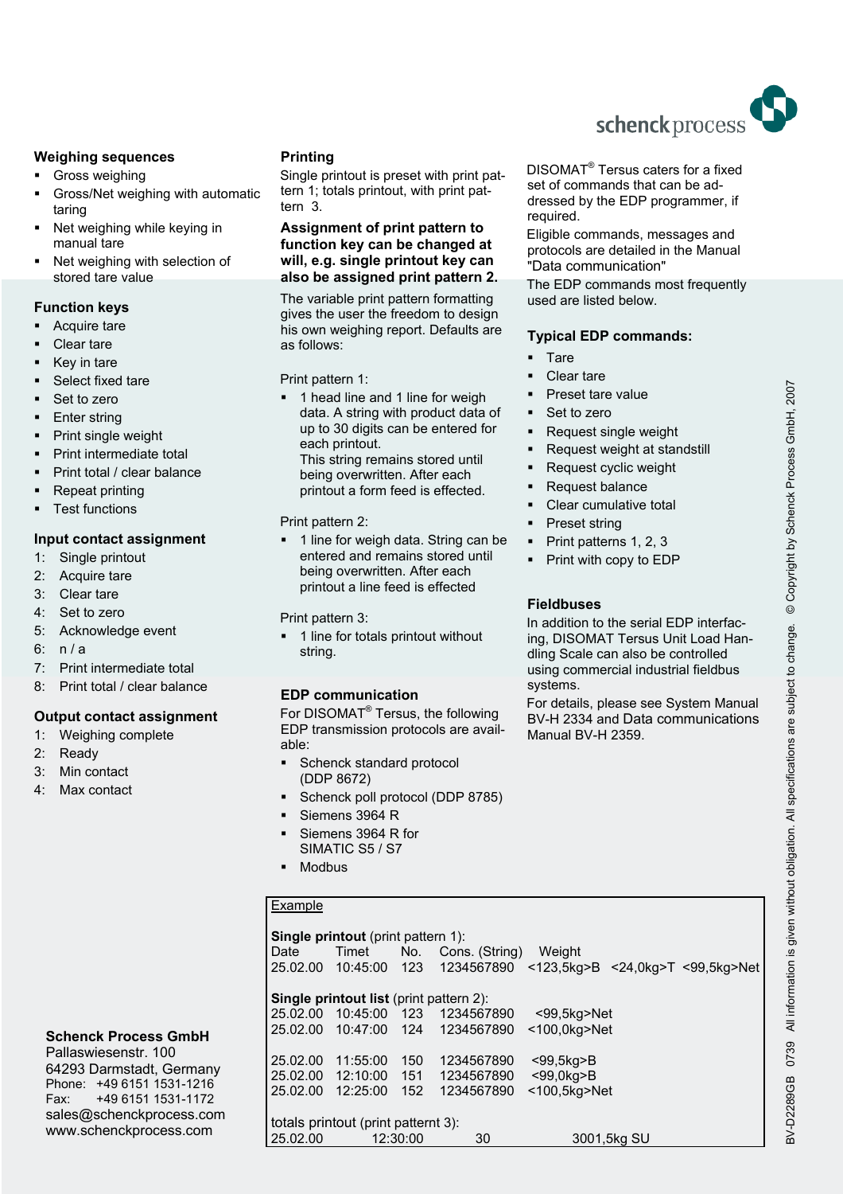## Weighing sequences

- Gross weighing
- Gross/Net weighing with automatic taring
- Net weighing while keying in manual tare
- Net weighing with selection of stored tare value

## Function keys

- Acquire tare
- Clear tare
- Key in tare
- Select fixed tare
- Set to zero
- Enter string
- Print single weight
- Print intermediate total
- Print total / clear balance
- Repeat printing
- Test functions

## Input contact assignment

1: Single printout
2: Acquire tare
3: Clear tare
4: Set to zero
5: Acknowledge event
6: n / a
7: Print intermediate total
8: Print total / clear balance

## Output contact assignment

1: Weighing complete
2: Ready
3: Min contact
4: Max contact

## Printing

Single printout is preset with print pattern 1; totals printout, with print pattern 3.

**Assignment of print pattern to function key can be changed at will, e.g. single printout key can also be assigned print pattern 2.**

The variable print pattern formatting gives the user the freedom to design his own weighing report. Defaults are as follows:

Print pattern 1:

- 1 head line and 1 line for weigh data. A string with product data of up to 30 digits can be entered for each printout.
  This string remains stored until being overwritten. After each printout a form feed is effected.

Print pattern 2:

- 1 line for weigh data. String can be entered and remains stored until being overwritten. After each printout a line feed is effected

Print pattern 3:

- 1 line for totals printout without string.

## EDP communication

For DISOMAT® Tersus, the following EDP transmission protocols are available:

- Schenck standard protocol (DDP 8672)
- Schenck poll protocol (DDP 8785)
- Siemens 3964 R
- Siemens 3964 R for SIMATIC S5 / S7
- Modbus

DISOMAT® Tersus caters for a fixed set of commands that can be addressed by the EDP programmer, if required.

Eligible commands, messages and protocols are detailed in the Manual "Data communication"

The EDP commands most frequently used are listed below.

## Typical EDP commands:

- Tare
- Clear tare
- Preset tare value
- Set to zero
- Request single weight
- Request weight at standstill
- Request cyclic weight
- Request balance
- Clear cumulative total
- Preset string
- Print patterns 1, 2, 3
- Print with copy to EDP

## Fieldbuses

In addition to the serial EDP interfacing, DISOMAT Tersus Unit Load Handling Scale can also be controlled using commercial industrial fieldbus systems.

For details, please see System Manual BV-H 2334 and Data communications Manual BV-H 2359.

Example

**Single printout** (print pattern 1):

| Date | Timet | No. | Cons. (String) | Weight | | |
|---|---|---|---|---|---|---|
| 25.02.00 | 10:45:00 | 123 | 1234567890 | <123,5kg>B | <24,0kg>T | <99,5kg>Net |

**Single printout list** (print pattern 2):

| | | | | |
|---|---|---|---|---|
| 25.02.00 | 10:45:00 | 123 | 1234567890 | <99,5kg>Net |
| 25.02.00 | 10:47:00 | 124 | 1234567890 | <100,0kg>Net |
| | | | | |
| 25.02.00 | 11:55:00 | 150 | 1234567890 | <99,5kg>B |
| 25.02.00 | 12:10:00 | 151 | 1234567890 | <99,0kg>B |
| 25.02.00 | 12:25:00 | 152 | 1234567890 | <100,5kg>Net |

totals printout (print patternt 3):

| | | | |
|---|---|---|---|
| 25.02.00 | 12:30:00 | 30 | 3001,5kg SU |

**Schenck Process GmbH**
Pallaswiesenstr. 100
64293 Darmstadt, Germany
Phone: +49 6151 1531-1216
Fax: +49 6151 1531-1172
sales@schenckprocess.com
www.schenckprocess.com

BV-D2289GB 0739 All information is given without obligation. All specifications are subject to change. © Copyright by Schenck Process GmbH, 2007